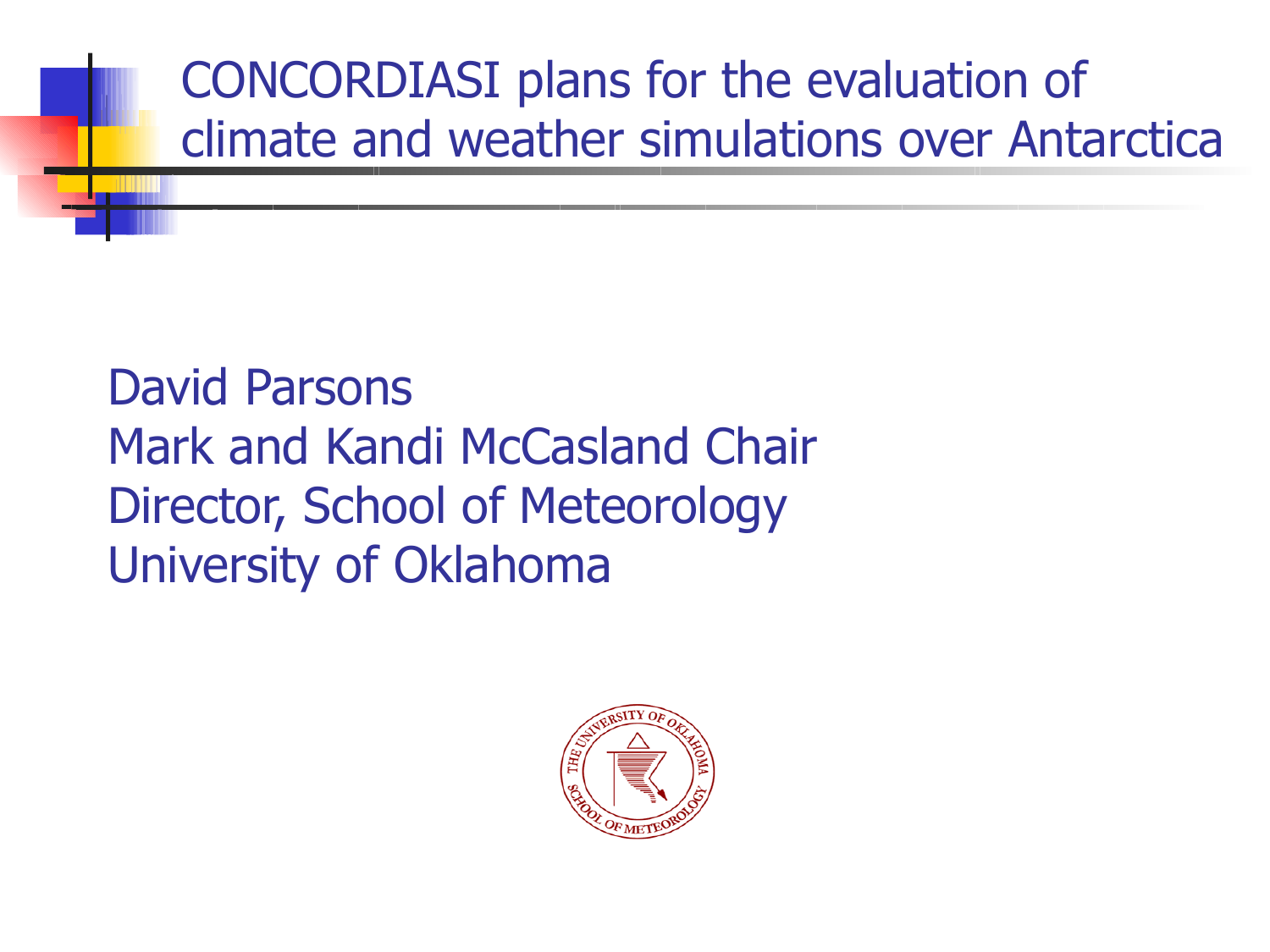# CONCORDIASI plans for the evaluation of climate and weather simulations over Antarctica

David Parsons
Mark and Kandi McCasland Chair
Director, School of Meteorology
University of Oklahoma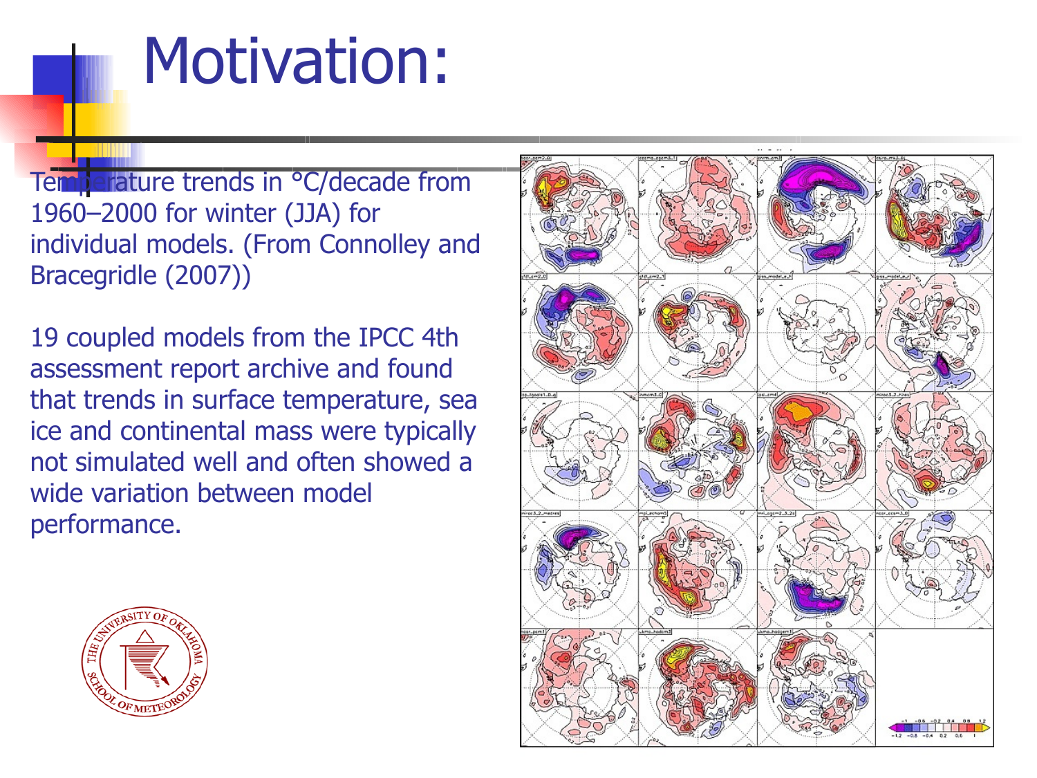# Motivation:

Temperature trends in °C/decade from 1960–2000 for winter (JJA) for individual models. (From Connolley and Bracegridle (2007))

19 coupled models from the IPCC 4th assessment report archive and found that trends in surface temperature, sea ice and continental mass were typically not simulated well and often showed a wide variation between model performance.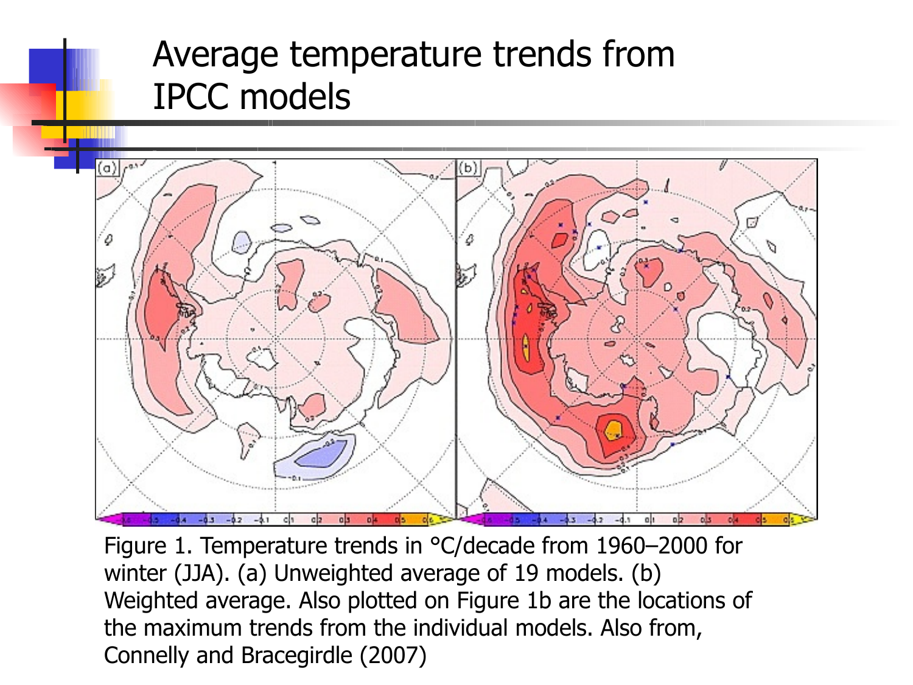# Average temperature trends from IPCC models

Figure 1. Temperature trends in °C/decade from 1960–2000 for winter (JJA). (a) Unweighted average of 19 models. (b) Weighted average. Also plotted on Figure 1b are the locations of the maximum trends from the individual models. Also from, Connelly and Bracegirdle (2007)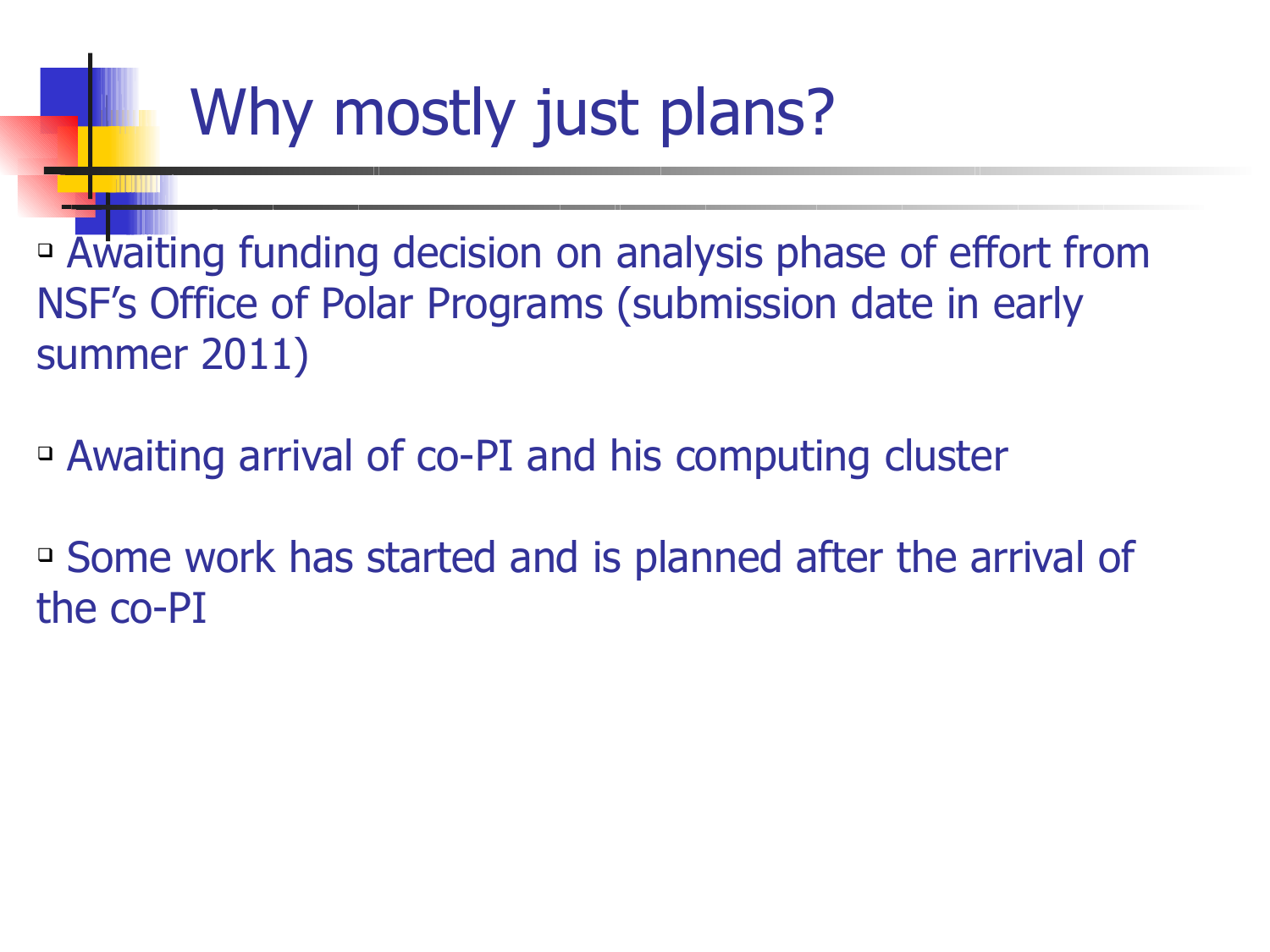# Why mostly just plans?

- Awaiting funding decision on analysis phase of effort from NSF's Office of Polar Programs (submission date in early summer 2011)

- Awaiting arrival of co-PI and his computing cluster

- Some work has started and is planned after the arrival of the co-PI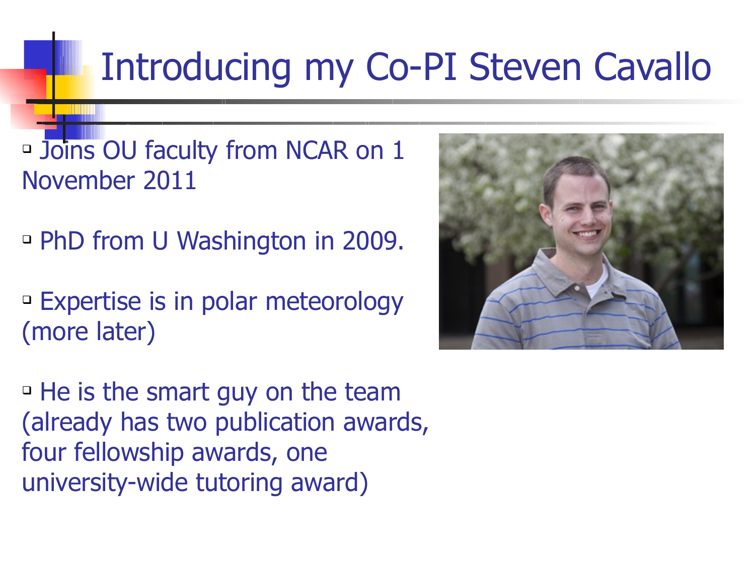# Introducing my Co-PI Steven Cavallo

- Joins OU faculty from NCAR on 1 November 2011
- PhD from U Washington in 2009.
- Expertise is in polar meteorology (more later)
- He is the smart guy on the team (already has two publication awards, four fellowship awards, one university-wide tutoring award)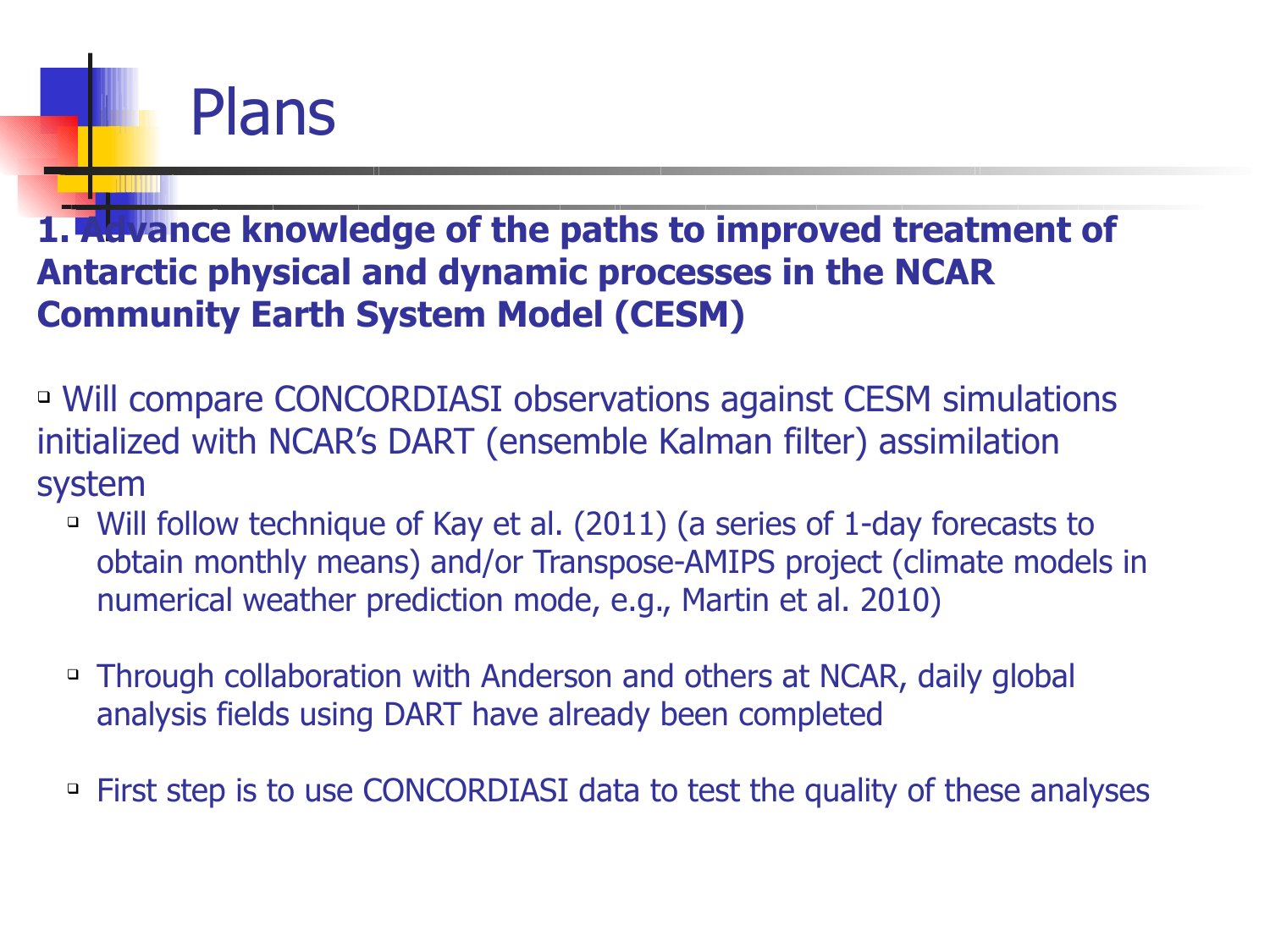# Plans

**1. Advance knowledge of the paths to improved treatment of Antarctic physical and dynamic processes in the NCAR Community Earth System Model (CESM)**

- Will compare CONCORDIASI observations against CESM simulations initialized with NCAR's DART (ensemble Kalman filter) assimilation system
  - Will follow technique of Kay et al. (2011) (a series of 1-day forecasts to obtain monthly means) and/or Transpose-AMIPS project (climate models in numerical weather prediction mode, e.g., Martin et al. 2010)
  - Through collaboration with Anderson and others at NCAR, daily global analysis fields using DART have already been completed
  - First step is to use CONCORDIASI data to test the quality of these analyses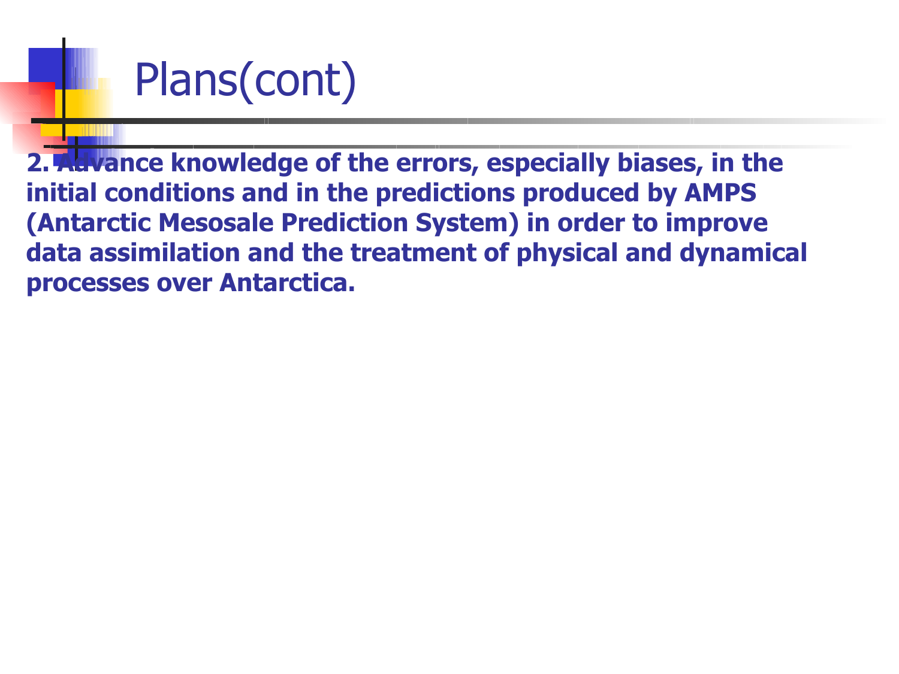# Plans(cont)

**2. Advance knowledge of the errors, especially biases, in the initial conditions and in the predictions produced by AMPS (Antarctic Mesosale Prediction System) in order to improve data assimilation and the treatment of physical and dynamical processes over Antarctica.**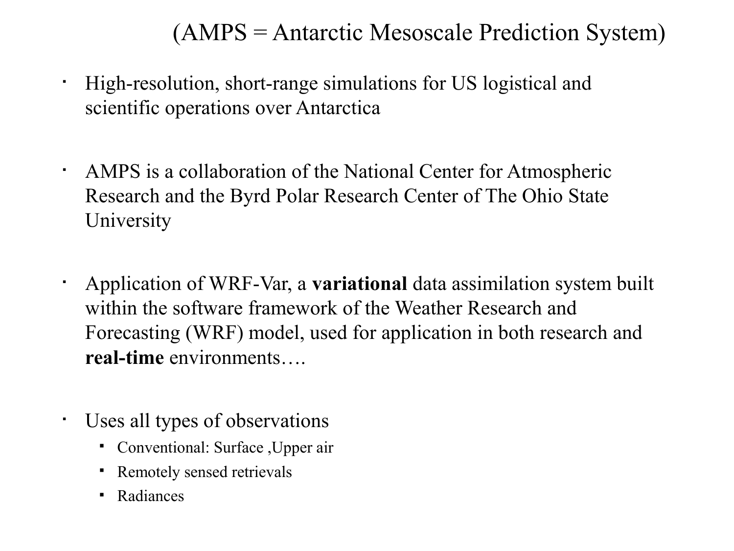(AMPS = Antarctic Mesoscale Prediction System)

- High-resolution, short-range simulations for US logistical and scientific operations over Antarctica

- AMPS is a collaboration of the National Center for Atmospheric Research and the Byrd Polar Research Center of The Ohio State University

- Application of WRF-Var, a **variational** data assimilation system built within the software framework of the Weather Research and Forecasting (WRF) model, used for application in both research and **real-time** environments….

- Uses all types of observations
  - Conventional: Surface ,Upper air
  - Remotely sensed retrievals
  - Radiances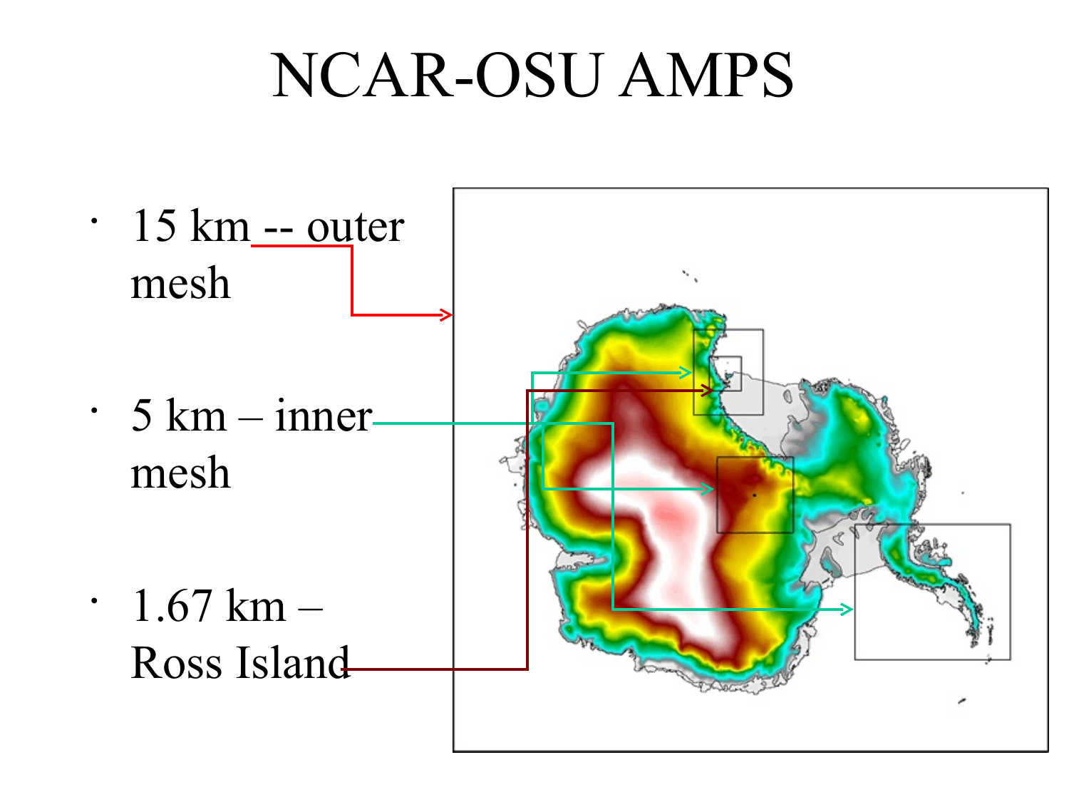# NCAR-OSU AMPS

- 15 km -- outer mesh
- 5 km – inner mesh
- 1.67 km – Ross Island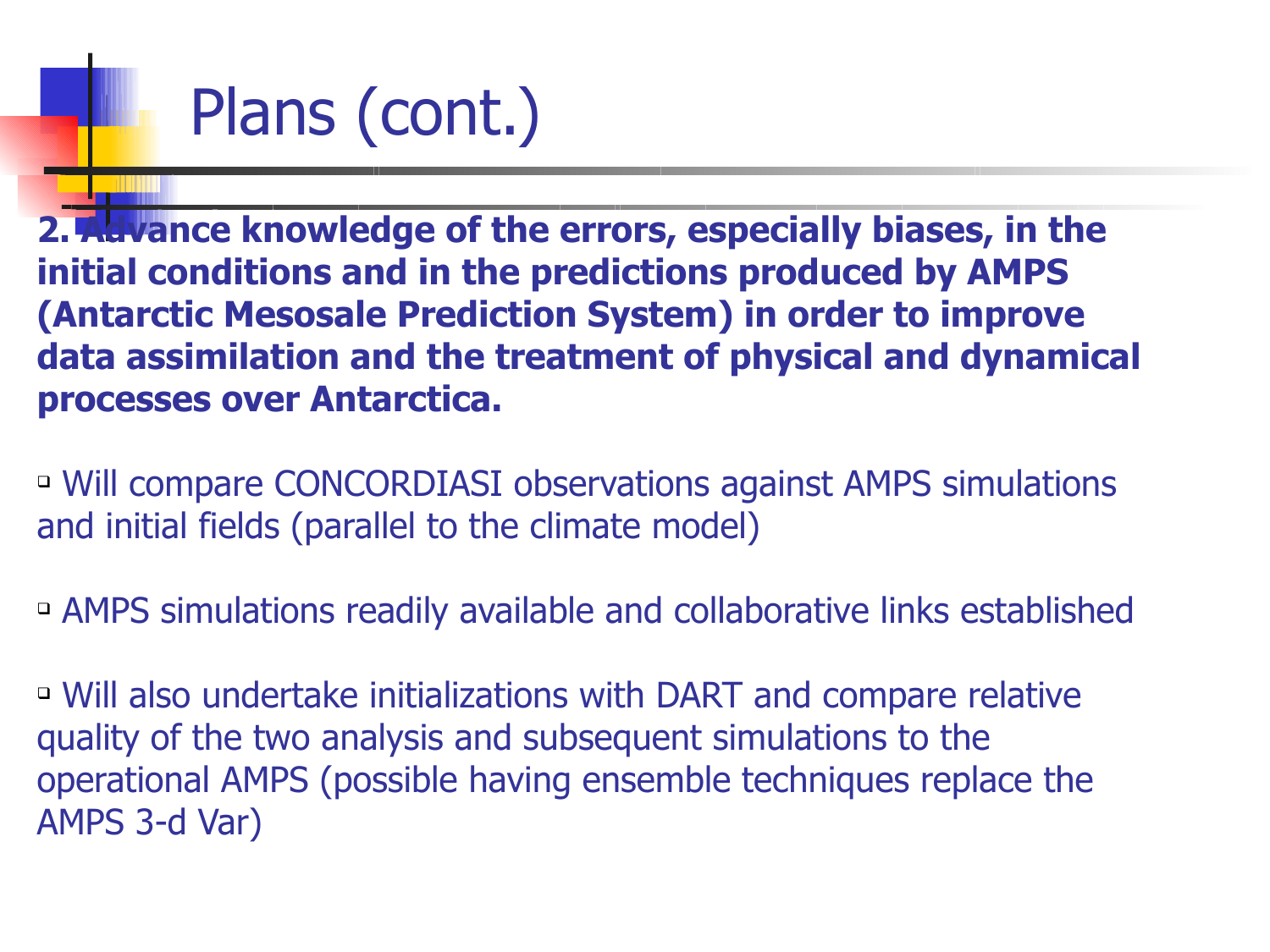# Plans (cont.)

**2. Advance knowledge of the errors, especially biases, in the initial conditions and in the predictions produced by AMPS (Antarctic Mesosale Prediction System) in order to improve data assimilation and the treatment of physical and dynamical processes over Antarctica.**

- Will compare CONCORDIASI observations against AMPS simulations and initial fields (parallel to the climate model)
- AMPS simulations readily available and collaborative links established
- Will also undertake initializations with DART and compare relative quality of the two analysis and subsequent simulations to the operational AMPS (possible having ensemble techniques replace the AMPS 3-d Var)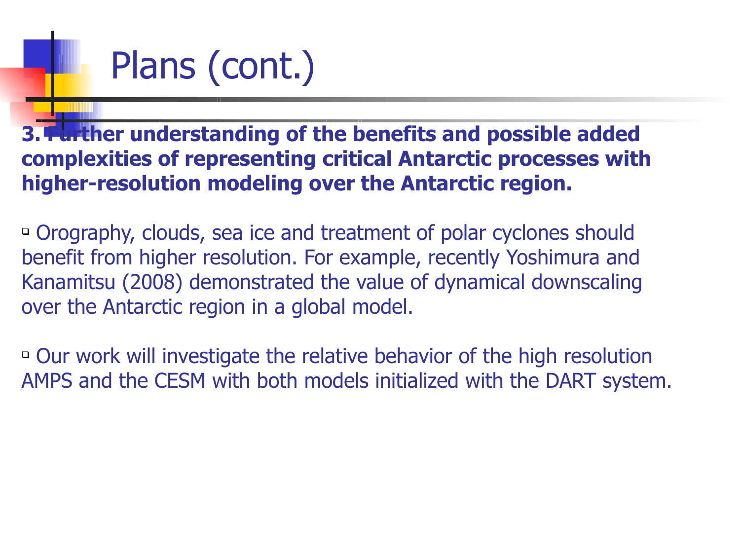# Plans (cont.)

**3. Further understanding of the benefits and possible added complexities of representing critical Antarctic processes with higher-resolution modeling over the Antarctic region.**

- Orography, clouds, sea ice and treatment of polar cyclones should benefit from higher resolution. For example, recently Yoshimura and Kanamitsu (2008) demonstrated the value of dynamical downscaling over the Antarctic region in a global model.

- Our work will investigate the relative behavior of the high resolution AMPS and the CESM with both models initialized with the DART system.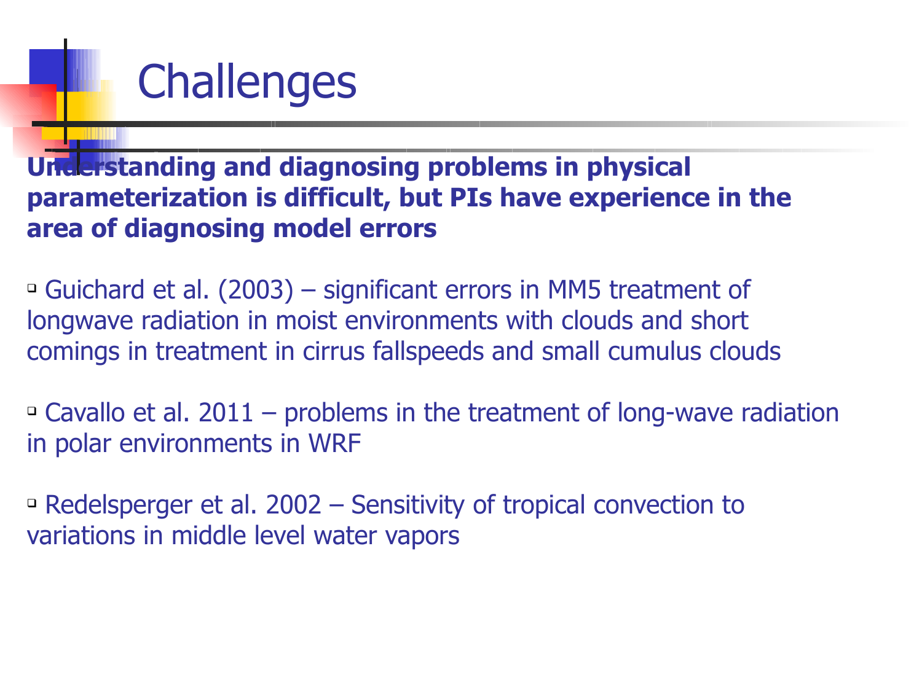# Challenges

**Understanding and diagnosing problems in physical parameterization is difficult, but PIs have experience in the area of diagnosing model errors**

- Guichard et al. (2003) – significant errors in MM5 treatment of longwave radiation in moist environments with clouds and short comings in treatment in cirrus fallspeeds and small cumulus clouds

- Cavallo et al. 2011 – problems in the treatment of long-wave radiation in polar environments in WRF

- Redelsperger et al. 2002 – Sensitivity of tropical convection to variations in middle level water vapors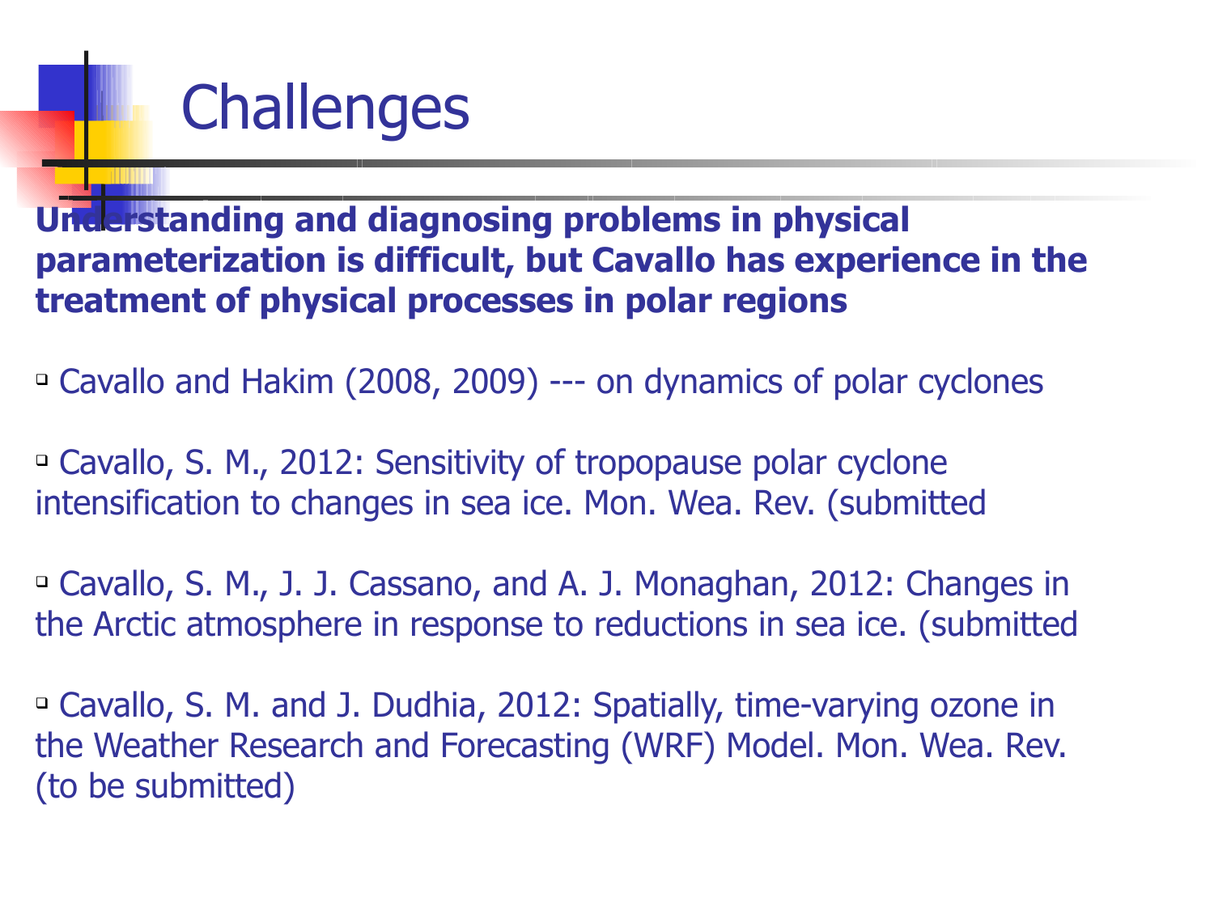# Challenges

**Understanding and diagnosing problems in physical parameterization is difficult, but Cavallo has experience in the treatment of physical processes in polar regions**

- Cavallo and Hakim (2008, 2009) --- on dynamics of polar cyclones

- Cavallo, S. M., 2012: Sensitivity of tropopause polar cyclone intensification to changes in sea ice. Mon. Wea. Rev. (submitted

- Cavallo, S. M., J. J. Cassano, and A. J. Monaghan, 2012: Changes in the Arctic atmosphere in response to reductions in sea ice. (submitted

- Cavallo, S. M. and J. Dudhia, 2012: Spatially, time-varying ozone in the Weather Research and Forecasting (WRF) Model. Mon. Wea. Rev. (to be submitted)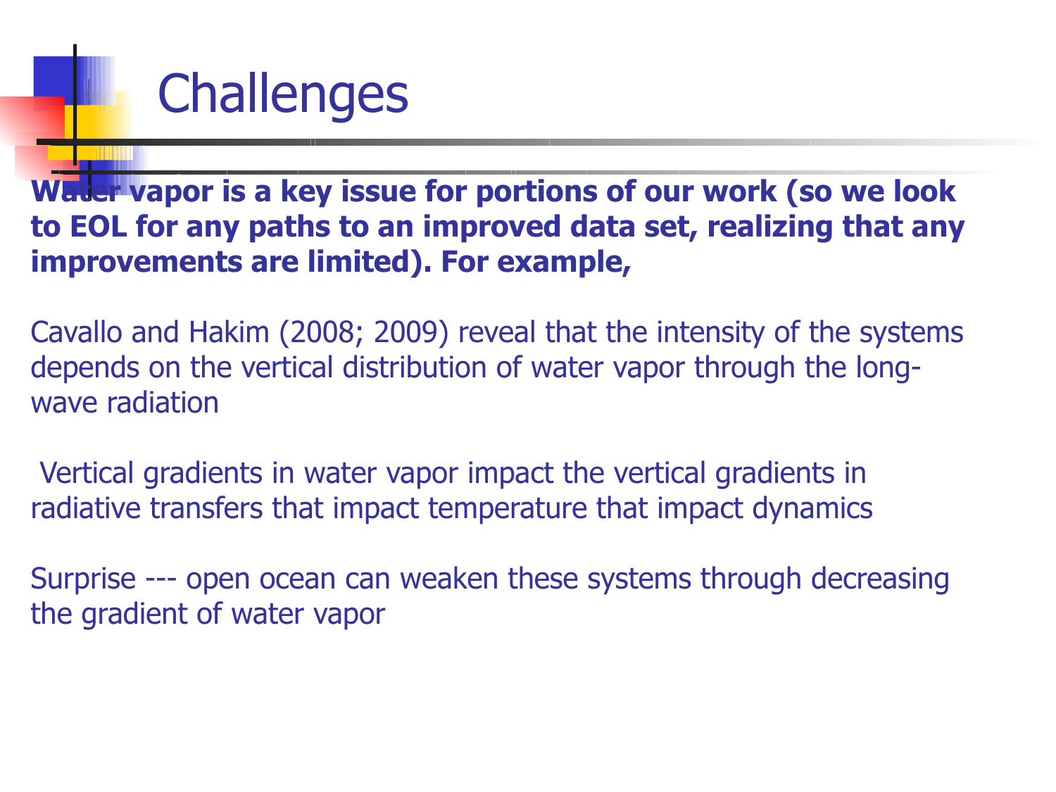# Challenges

**Water vapor is a key issue for portions of our work (so we look to EOL for any paths to an improved data set, realizing that any improvements are limited). For example,**

Cavallo and Hakim (2008; 2009) reveal that the intensity of the systems depends on the vertical distribution of water vapor through the long-wave radiation

Vertical gradients in water vapor impact the vertical gradients in radiative transfers that impact temperature that impact dynamics

Surprise --- open ocean can weaken these systems through decreasing the gradient of water vapor